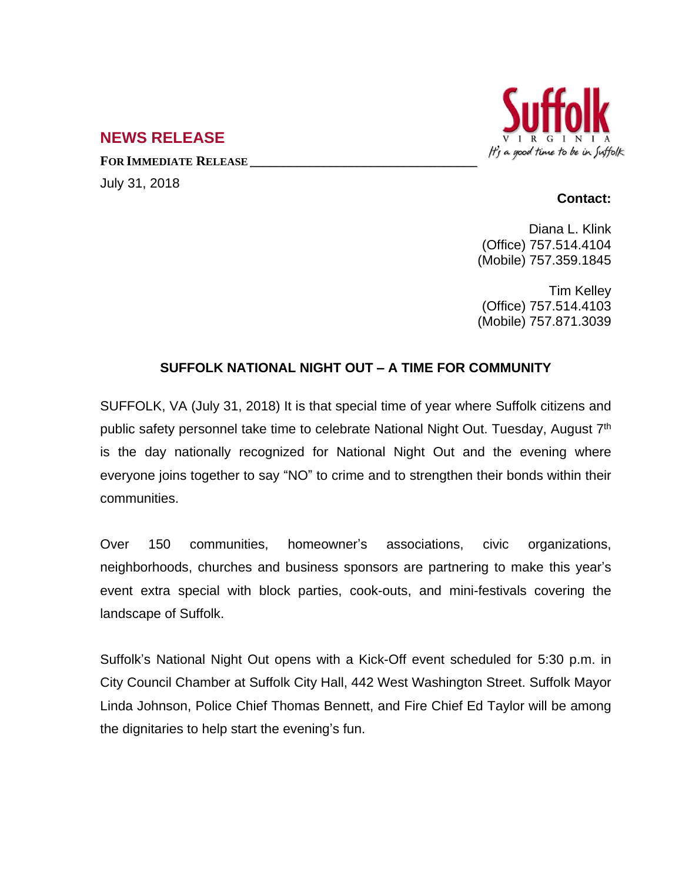## NEWS RELEASE

**FOR IMMEDIATE RELEASE**

July 31, 2018

**Contact:**

Diana L. Klink
(Office) 757.514.4104
(Mobile) 757.359.1845

Tim Kelley
(Office) 757.514.4103
(Mobile) 757.871.3039

### SUFFOLK NATIONAL NIGHT OUT – A TIME FOR COMMUNITY

SUFFOLK, VA (July 31, 2018) It is that special time of year where Suffolk citizens and public safety personnel take time to celebrate National Night Out. Tuesday, August 7th is the day nationally recognized for National Night Out and the evening where everyone joins together to say "NO" to crime and to strengthen their bonds within their communities.

Over 150 communities, homeowner's associations, civic organizations, neighborhoods, churches and business sponsors are partnering to make this year's event extra special with block parties, cook-outs, and mini-festivals covering the landscape of Suffolk.

Suffolk's National Night Out opens with a Kick-Off event scheduled for 5:30 p.m. in City Council Chamber at Suffolk City Hall, 442 West Washington Street. Suffolk Mayor Linda Johnson, Police Chief Thomas Bennett, and Fire Chief Ed Taylor will be among the dignitaries to help start the evening's fun.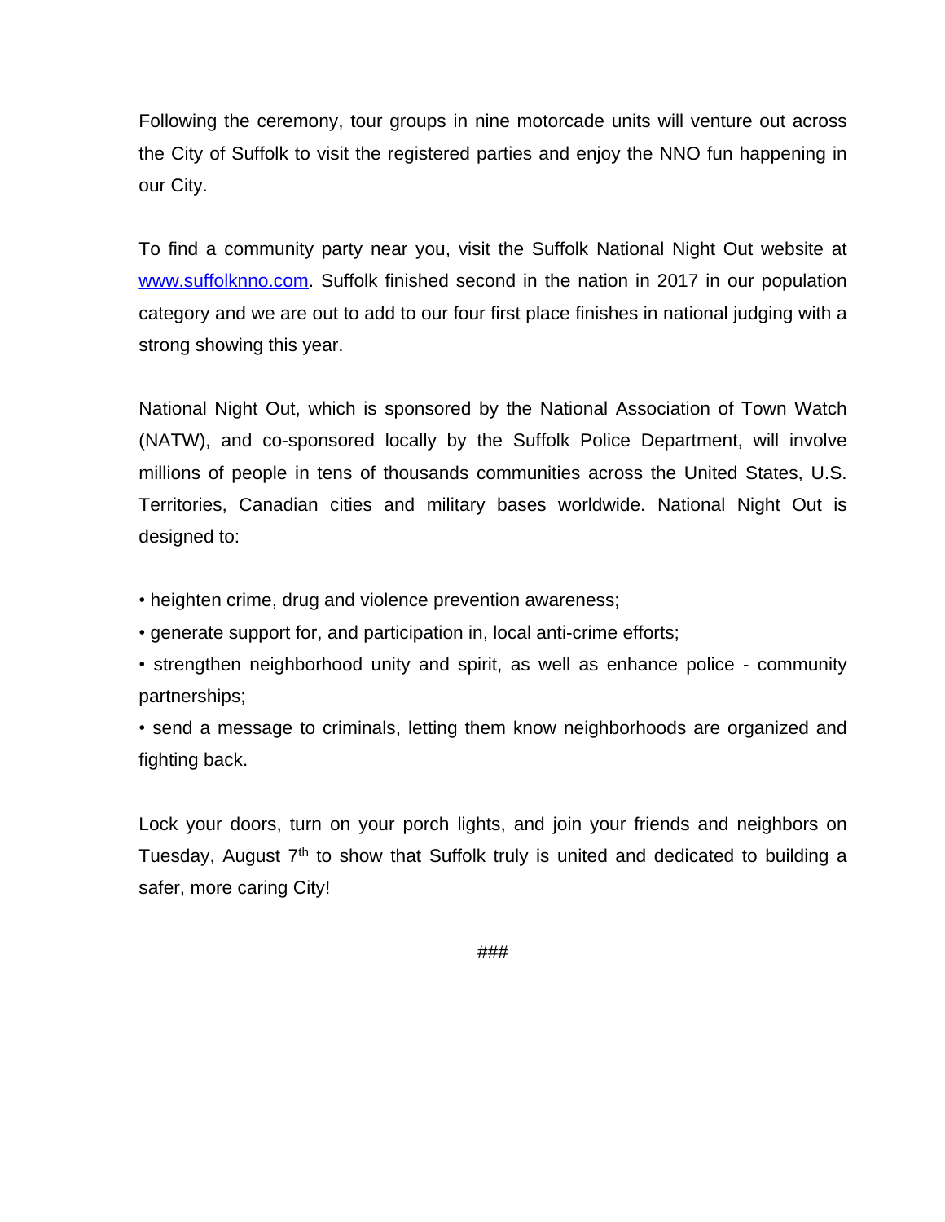Following the ceremony, tour groups in nine motorcade units will venture out across the City of Suffolk to visit the registered parties and enjoy the NNO fun happening in our City.

To find a community party near you, visit the Suffolk National Night Out website at [www.suffolknno.com](http://www.suffolknno.com). Suffolk finished second in the nation in 2017 in our population category and we are out to add to our four first place finishes in national judging with a strong showing this year.

National Night Out, which is sponsored by the National Association of Town Watch (NATW), and co-sponsored locally by the Suffolk Police Department, will involve millions of people in tens of thousands communities across the United States, U.S. Territories, Canadian cities and military bases worldwide. National Night Out is designed to:

- heighten crime, drug and violence prevention awareness;
- generate support for, and participation in, local anti-crime efforts;
- strengthen neighborhood unity and spirit, as well as enhance police - community partnerships;
- send a message to criminals, letting them know neighborhoods are organized and fighting back.

Lock your doors, turn on your porch lights, and join your friends and neighbors on Tuesday, August 7th to show that Suffolk truly is united and dedicated to building a safer, more caring City!

###